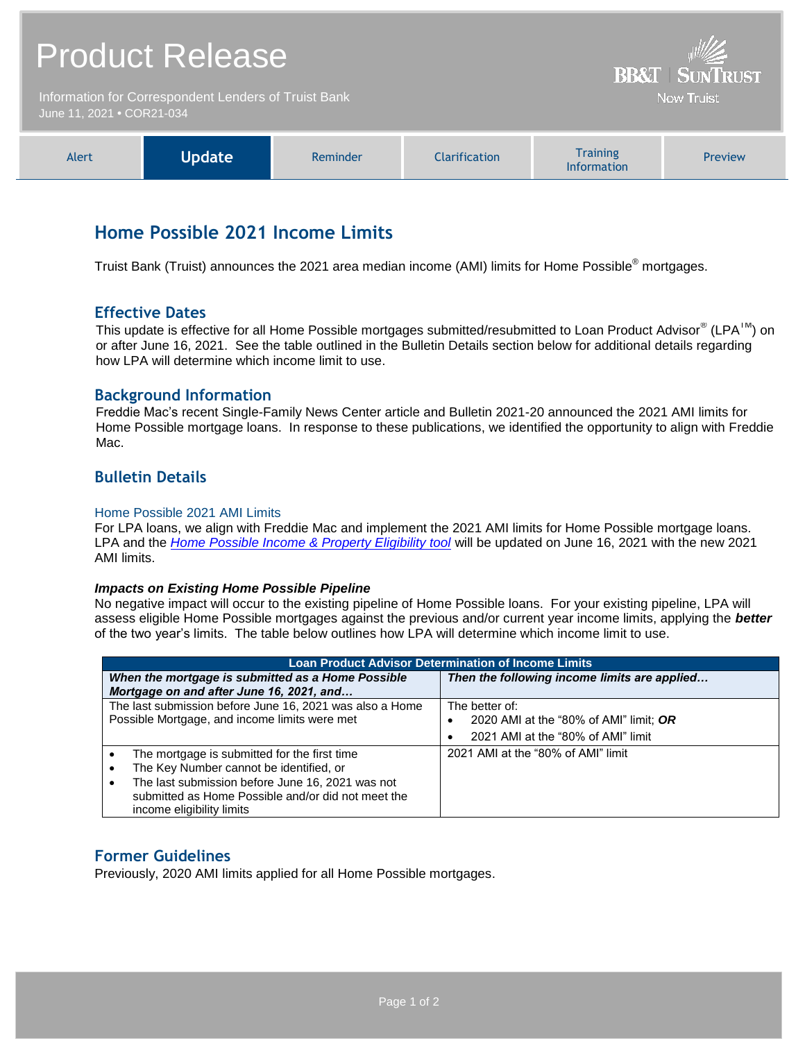# Product Release

Information for Correspondent Lenders of Truist Bank
June 11, 2021 • COR21-034

BB&T | SunTrust
Now Truist

| Alert | **Update** | Reminder | Clarification | Training Information | Preview |
|---|---|---|---|---|---|

## Home Possible 2021 Income Limits

Truist Bank (Truist) announces the 2021 area median income (AMI) limits for Home Possible® mortgages.

### Effective Dates

This update is effective for all Home Possible mortgages submitted/resubmitted to Loan Product Advisor® (LPA℠) on or after June 16, 2021. See the table outlined in the Bulletin Details section below for additional details regarding how LPA will determine which income limit to use.

### Background Information

Freddie Mac's recent Single-Family News Center article and Bulletin 2021-20 announced the 2021 AMI limits for Home Possible mortgage loans. In response to these publications, we identified the opportunity to align with Freddie Mac.

### Bulletin Details

#### Home Possible 2021 AMI Limits

For LPA loans, we align with Freddie Mac and implement the 2021 AMI limits for Home Possible mortgage loans. LPA and the *Home Possible Income & Property Eligibility tool* will be updated on June 16, 2021 with the new 2021 AMI limits.

***Impacts on Existing Home Possible Pipeline***

No negative impact will occur to the existing pipeline of Home Possible loans. For your existing pipeline, LPA will assess eligible Home Possible mortgages against the previous and/or current year income limits, applying the ***better*** of the two year's limits. The table below outlines how LPA will determine which income limit to use.

| **Loan Product Advisor Determination of Income Limits** | |
|---|---|
| ***When the mortgage is submitted as a Home Possible Mortgage on and after June 16, 2021, and…*** | ***Then the following income limits are applied…*** |
| The last submission before June 16, 2021 was also a Home Possible Mortgage, and income limits were met | The better of:<br>• 2020 AMI at the "80% of AMI" limit; ***OR***<br>• 2021 AMI at the "80% of AMI" limit |
| • The mortgage is submitted for the first time<br>• The Key Number cannot be identified, or<br>• The last submission before June 16, 2021 was not submitted as Home Possible and/or did not meet the income eligibility limits | 2021 AMI at the "80% of AMI" limit |

### Former Guidelines

Previously, 2020 AMI limits applied for all Home Possible mortgages.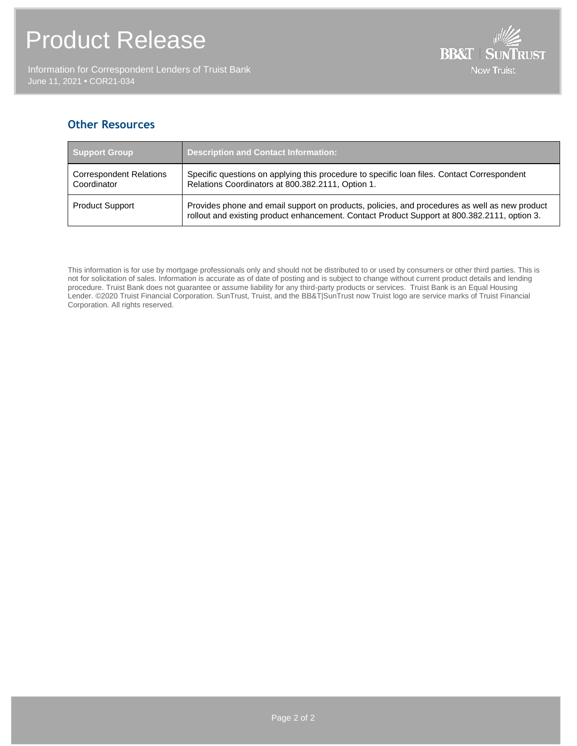## Other Resources

| Support Group | Description and Contact Information: |
| --- | --- |
| Correspondent Relations Coordinator | Specific questions on applying this procedure to specific loan files. Contact Correspondent Relations Coordinators at 800.382.2111, Option 1. |
| Product Support | Provides phone and email support on products, policies, and procedures as well as new product rollout and existing product enhancement. Contact Product Support at 800.382.2111, option 3. |

This information is for use by mortgage professionals only and should not be distributed to or used by consumers or other third parties. This is not for solicitation of sales. Information is accurate as of date of posting and is subject to change without current product details and lending procedure. Truist Bank does not guarantee or assume liability for any third-party products or services. Truist Bank is an Equal Housing Lender. ©2020 Truist Financial Corporation. SunTrust, Truist, and the BB&T|SunTrust now Truist logo are service marks of Truist Financial Corporation. All rights reserved.